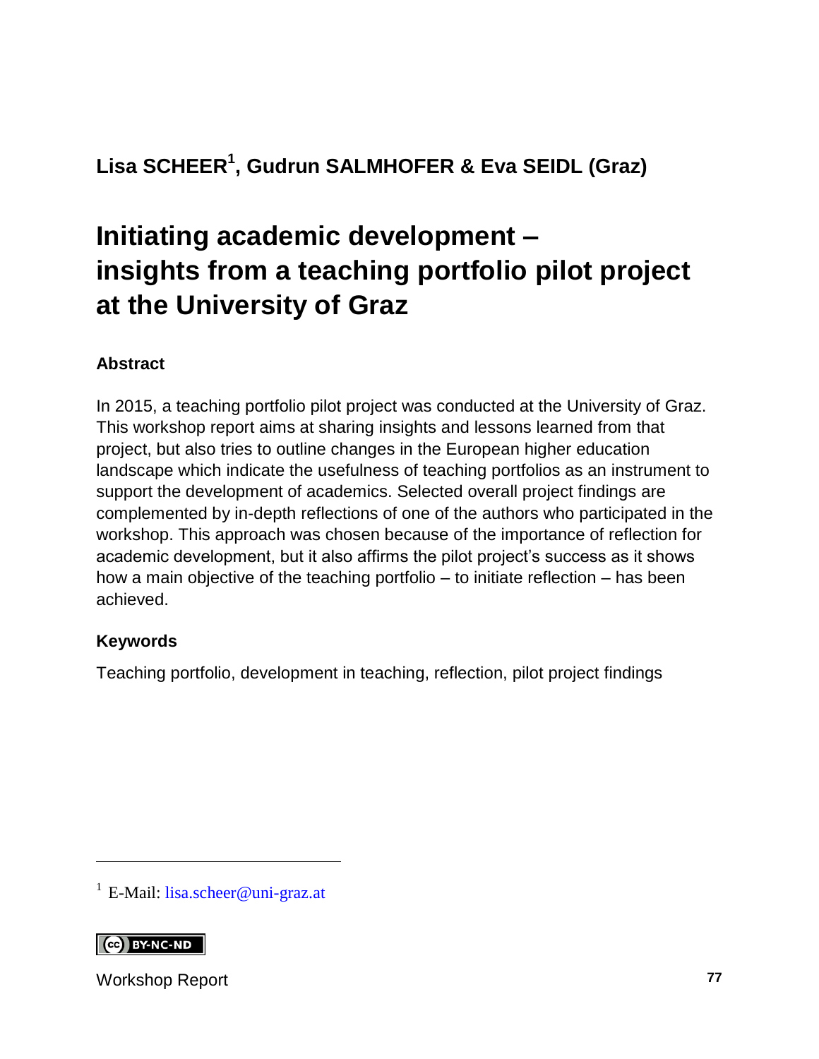**Lisa SCHEER[1], Gudrun SALMHOFER & Eva SEIDL (Graz)**

# Initiating academic development – insights from a teaching portfolio pilot project at the University of Graz

### Abstract

In 2015, a teaching portfolio pilot project was conducted at the University of Graz. This workshop report aims at sharing insights and lessons learned from that project, but also tries to outline changes in the European higher education landscape which indicate the usefulness of teaching portfolios as an instrument to support the development of academics. Selected overall project findings are complemented by in-depth reflections of one of the authors who participated in the workshop. This approach was chosen because of the importance of reflection for academic development, but it also affirms the pilot project's success as it shows how a main objective of the teaching portfolio – to initiate reflection – has been achieved.

### Keywords

Teaching portfolio, development in teaching, reflection, pilot project findings

[1] E-Mail: lisa.scheer@uni-graz.at

Workshop Report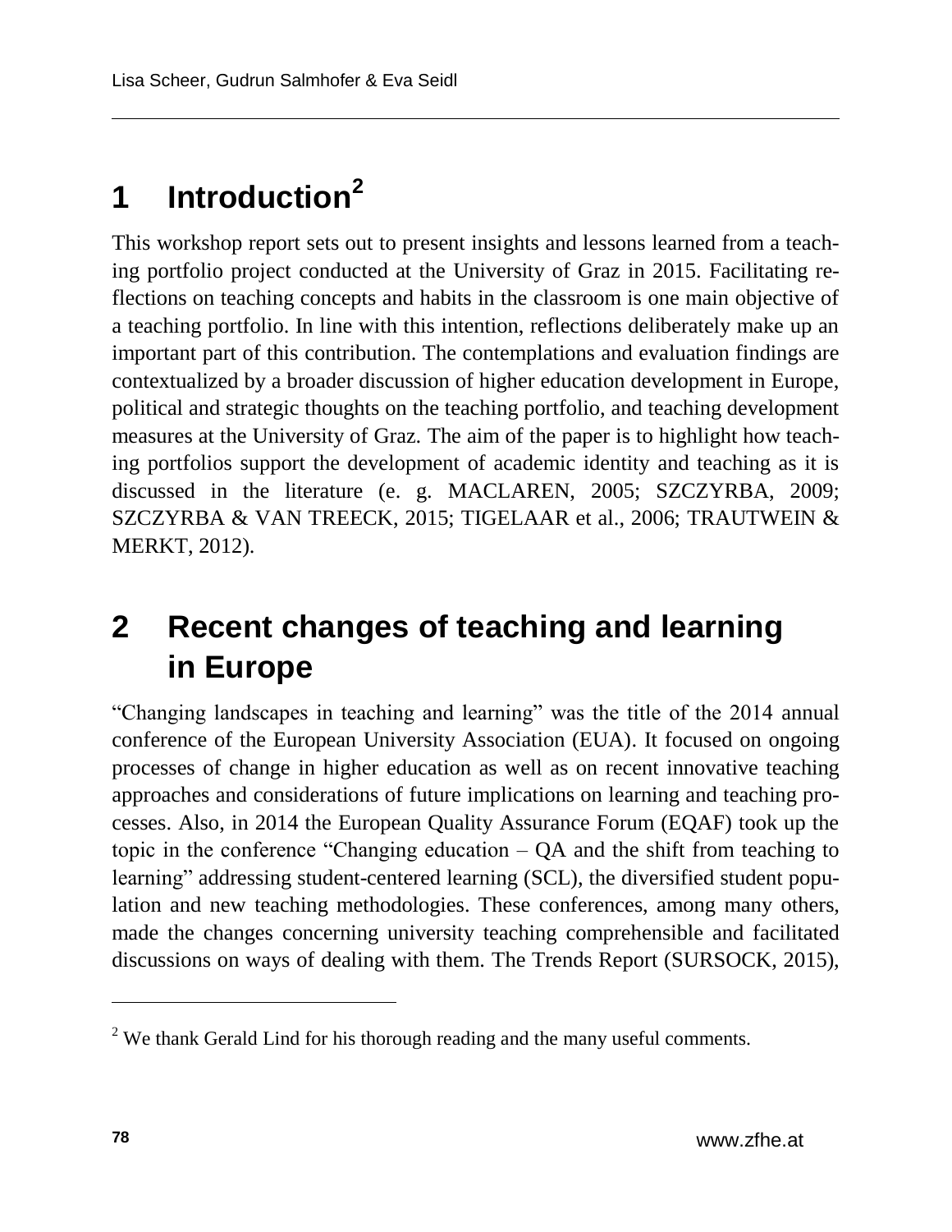# 1 Introduction[2]

This workshop report sets out to present insights and lessons learned from a teaching portfolio project conducted at the University of Graz in 2015. Facilitating reflections on teaching concepts and habits in the classroom is one main objective of a teaching portfolio. In line with this intention, reflections deliberately make up an important part of this contribution. The contemplations and evaluation findings are contextualized by a broader discussion of higher education development in Europe, political and strategic thoughts on the teaching portfolio, and teaching development measures at the University of Graz. The aim of the paper is to highlight how teaching portfolios support the development of academic identity and teaching as it is discussed in the literature (e. g. MACLAREN, 2005; SZCZYRBA, 2009; SZCZYRBA & VAN TREECK, 2015; TIGELAAR et al., 2006; TRAUTWEIN & MERKT, 2012).

# 2 Recent changes of teaching and learning in Europe

"Changing landscapes in teaching and learning" was the title of the 2014 annual conference of the European University Association (EUA). It focused on ongoing processes of change in higher education as well as on recent innovative teaching approaches and considerations of future implications on learning and teaching processes. Also, in 2014 the European Quality Assurance Forum (EQAF) took up the topic in the conference "Changing education – QA and the shift from teaching to learning" addressing student-centered learning (SCL), the diversified student population and new teaching methodologies. These conferences, among many others, made the changes concerning university teaching comprehensible and facilitated discussions on ways of dealing with them. The Trends Report (SURSOCK, 2015),

[2] We thank Gerald Lind for his thorough reading and the many useful comments.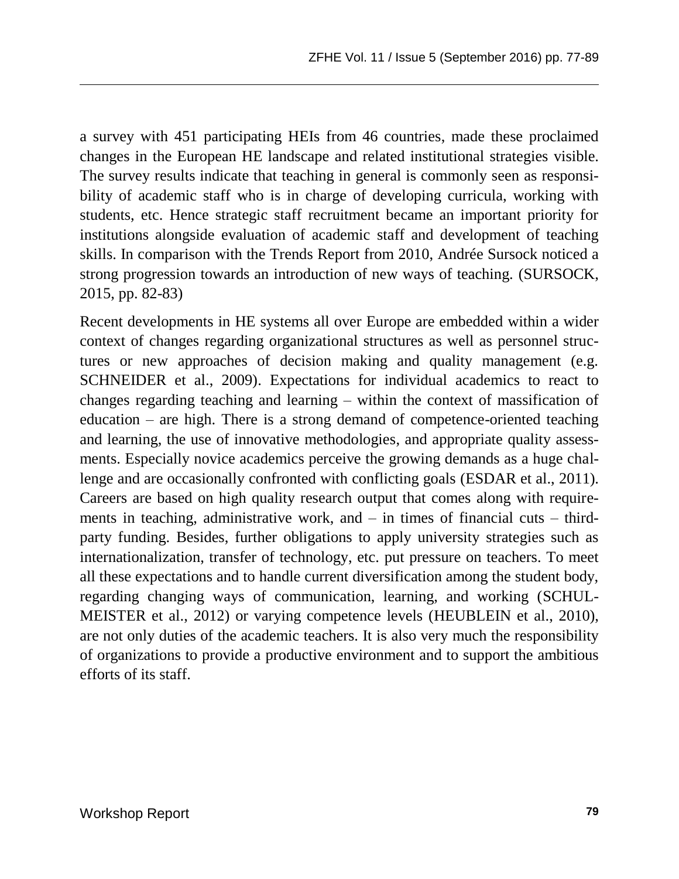a survey with 451 participating HEIs from 46 countries, made these proclaimed changes in the European HE landscape and related institutional strategies visible. The survey results indicate that teaching in general is commonly seen as responsibility of academic staff who is in charge of developing curricula, working with students, etc. Hence strategic staff recruitment became an important priority for institutions alongside evaluation of academic staff and development of teaching skills. In comparison with the Trends Report from 2010, Andrée Sursock noticed a strong progression towards an introduction of new ways of teaching. (SURSOCK, 2015, pp. 82-83)

Recent developments in HE systems all over Europe are embedded within a wider context of changes regarding organizational structures as well as personnel structures or new approaches of decision making and quality management (e.g. SCHNEIDER et al., 2009). Expectations for individual academics to react to changes regarding teaching and learning – within the context of massification of education – are high. There is a strong demand of competence-oriented teaching and learning, the use of innovative methodologies, and appropriate quality assessments. Especially novice academics perceive the growing demands as a huge challenge and are occasionally confronted with conflicting goals (ESDAR et al., 2011). Careers are based on high quality research output that comes along with requirements in teaching, administrative work, and – in times of financial cuts – third-party funding. Besides, further obligations to apply university strategies such as internationalization, transfer of technology, etc. put pressure on teachers. To meet all these expectations and to handle current diversification among the student body, regarding changing ways of communication, learning, and working (SCHULMEISTER et al., 2012) or varying competence levels (HEUBLEIN et al., 2010), are not only duties of the academic teachers. It is also very much the responsibility of organizations to provide a productive environment and to support the ambitious efforts of its staff.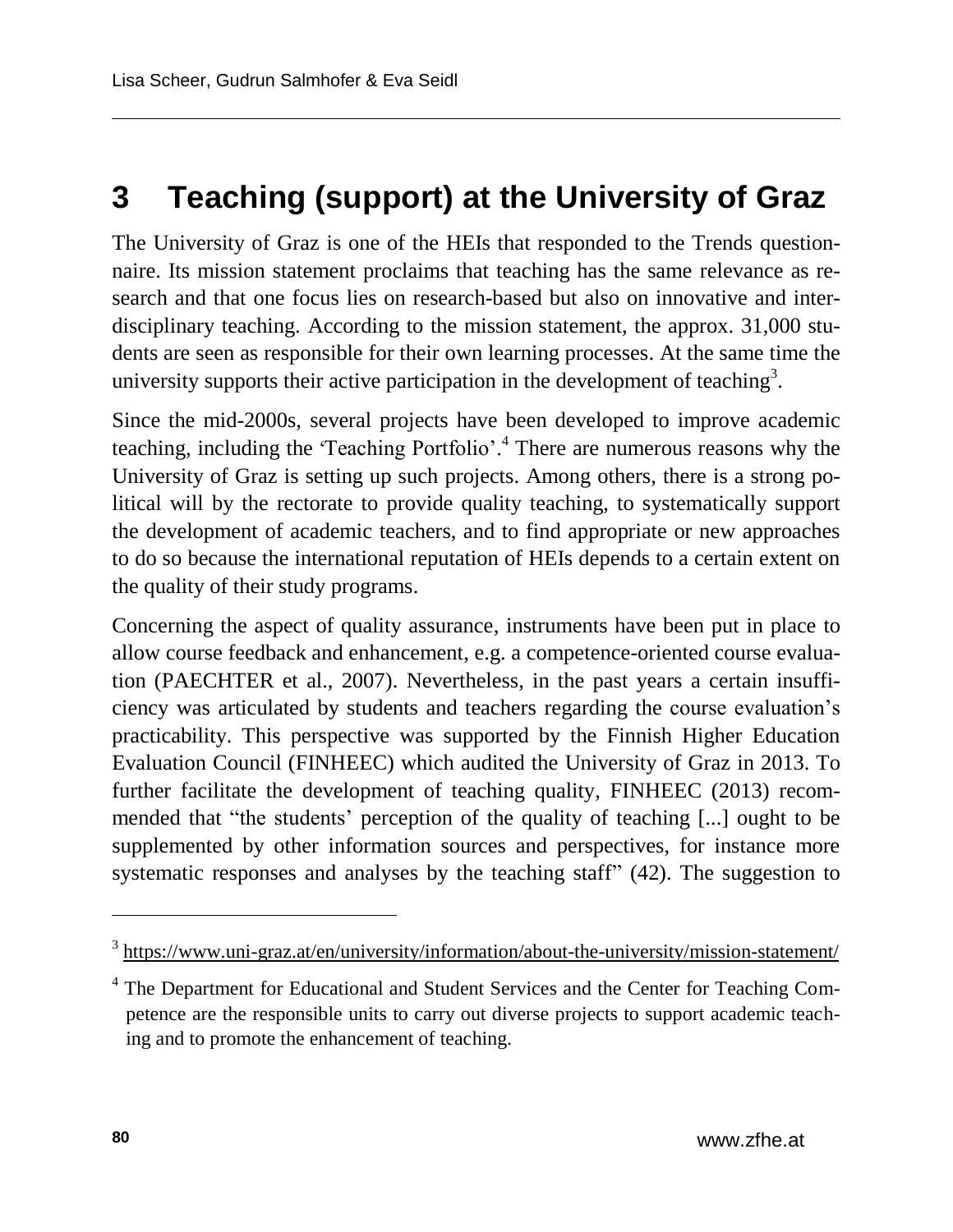# 3 Teaching (support) at the University of Graz

The University of Graz is one of the HEIs that responded to the Trends questionnaire. Its mission statement proclaims that teaching has the same relevance as research and that one focus lies on research-based but also on innovative and interdisciplinary teaching. According to the mission statement, the approx. 31,000 students are seen as responsible for their own learning processes. At the same time the university supports their active participation in the development of teaching[3].

Since the mid-2000s, several projects have been developed to improve academic teaching, including the 'Teaching Portfolio'.[4] There are numerous reasons why the University of Graz is setting up such projects. Among others, there is a strong political will by the rectorate to provide quality teaching, to systematically support the development of academic teachers, and to find appropriate or new approaches to do so because the international reputation of HEIs depends to a certain extent on the quality of their study programs.

Concerning the aspect of quality assurance, instruments have been put in place to allow course feedback and enhancement, e.g. a competence-oriented course evaluation (PAECHTER et al., 2007). Nevertheless, in the past years a certain insufficiency was articulated by students and teachers regarding the course evaluation's practicability. This perspective was supported by the Finnish Higher Education Evaluation Council (FINHEEC) which audited the University of Graz in 2013. To further facilitate the development of teaching quality, FINHEEC (2013) recommended that "the students' perception of the quality of teaching [...] ought to be supplemented by other information sources and perspectives, for instance more systematic responses and analyses by the teaching staff" (42). The suggestion to

---

[3] https://www.uni-graz.at/en/university/information/about-the-university/mission-statement/

[4] The Department for Educational and Student Services and the Center for Teaching Competence are the responsible units to carry out diverse projects to support academic teaching and to promote the enhancement of teaching.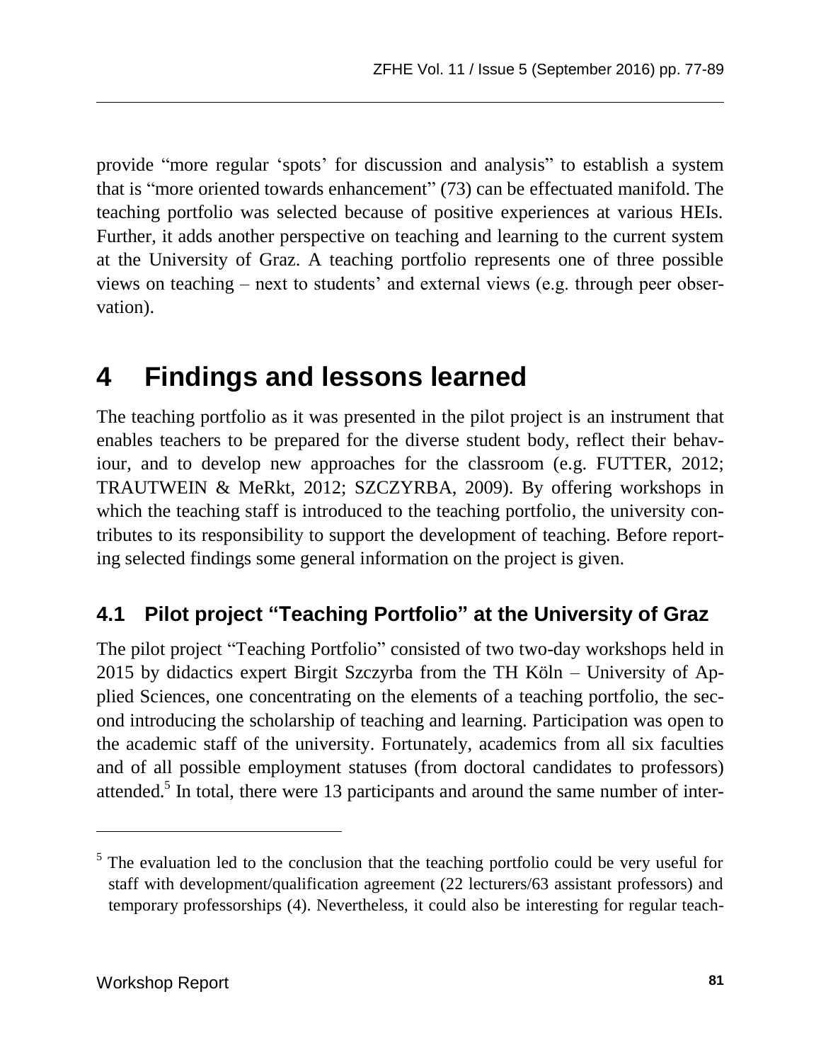provide "more regular 'spots' for discussion and analysis" to establish a system that is "more oriented towards enhancement" (73) can be effectuated manifold. The teaching portfolio was selected because of positive experiences at various HEIs. Further, it adds another perspective on teaching and learning to the current system at the University of Graz. A teaching portfolio represents one of three possible views on teaching – next to students' and external views (e.g. through peer observation).

# 4 Findings and lessons learned

The teaching portfolio as it was presented in the pilot project is an instrument that enables teachers to be prepared for the diverse student body, reflect their behaviour, and to develop new approaches for the classroom (e.g. FUTTER, 2012; TRAUTWEIN & MeRkt, 2012; SZCZYRBA, 2009). By offering workshops in which the teaching staff is introduced to the teaching portfolio, the university contributes to its responsibility to support the development of teaching. Before reporting selected findings some general information on the project is given.

## 4.1 Pilot project "Teaching Portfolio" at the University of Graz

The pilot project "Teaching Portfolio" consisted of two two-day workshops held in 2015 by didactics expert Birgit Szczyrba from the TH Köln – University of Applied Sciences, one concentrating on the elements of a teaching portfolio, the second introducing the scholarship of teaching and learning. Participation was open to the academic staff of the university. Fortunately, academics from all six faculties and of all possible employment statuses (from doctoral candidates to professors) attended.[5] In total, there were 13 participants and around the same number of inter-

---

[5] The evaluation led to the conclusion that the teaching portfolio could be very useful for staff with development/qualification agreement (22 lecturers/63 assistant professors) and temporary professorships (4). Nevertheless, it could also be interesting for regular teach-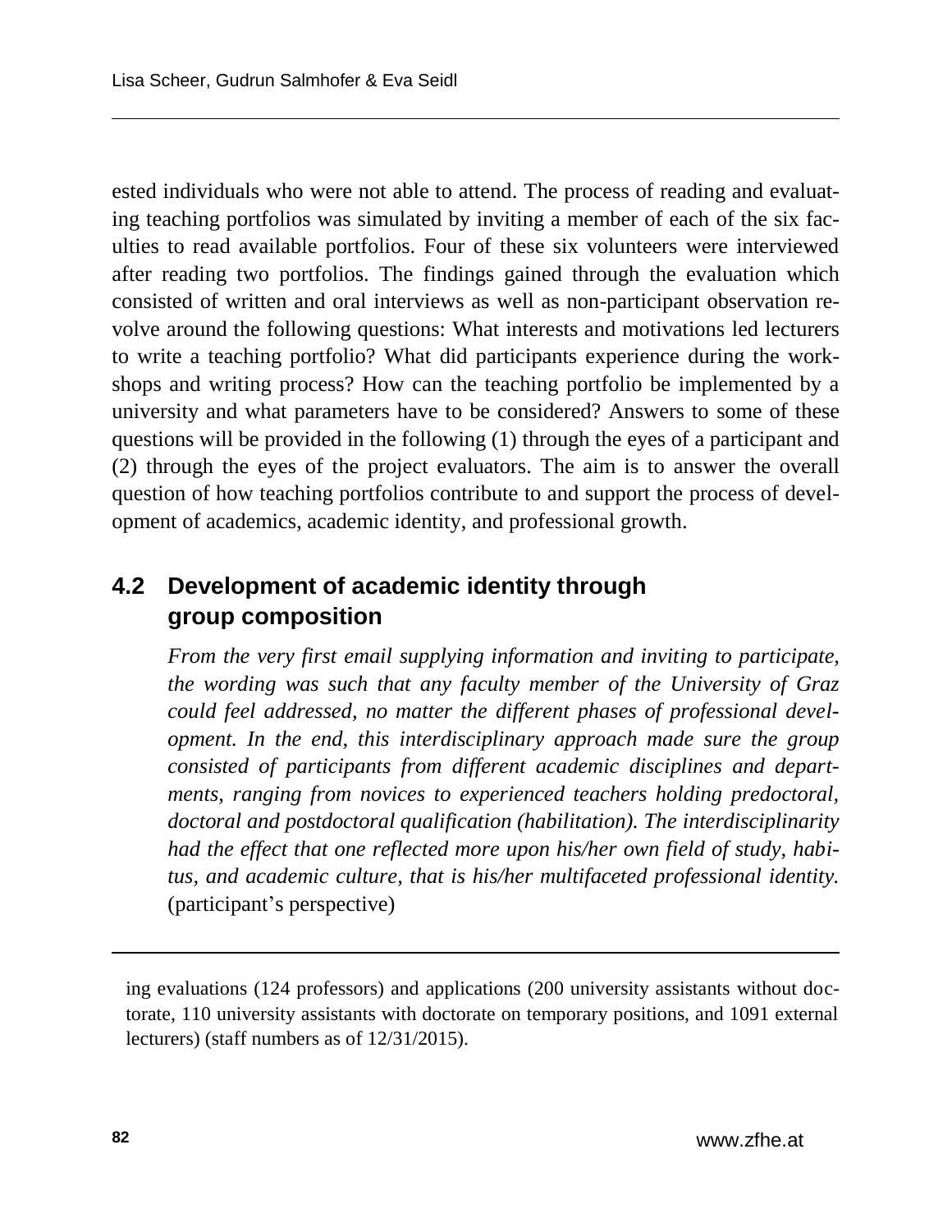ested individuals who were not able to attend. The process of reading and evaluating teaching portfolios was simulated by inviting a member of each of the six faculties to read available portfolios. Four of these six volunteers were interviewed after reading two portfolios. The findings gained through the evaluation which consisted of written and oral interviews as well as non-participant observation revolve around the following questions: What interests and motivations led lecturers to write a teaching portfolio? What did participants experience during the workshops and writing process? How can the teaching portfolio be implemented by a university and what parameters have to be considered? Answers to some of these questions will be provided in the following (1) through the eyes of a participant and (2) through the eyes of the project evaluators. The aim is to answer the overall question of how teaching portfolios contribute to and support the process of development of academics, academic identity, and professional growth.

### 4.2 Development of academic identity through group composition

> *From the very first email supplying information and inviting to participate, the wording was such that any faculty member of the University of Graz could feel addressed, no matter the different phases of professional development. In the end, this interdisciplinary approach made sure the group consisted of participants from different academic disciplines and departments, ranging from novices to experienced teachers holding predoctoral, doctoral and postdoctoral qualification (habilitation). The interdisciplinarity had the effect that one reflected more upon his/her own field of study, habitus, and academic culture, that is his/her multifaceted professional identity.* (participant's perspective)

---

ing evaluations (124 professors) and applications (200 university assistants without doctorate, 110 university assistants with doctorate on temporary positions, and 1091 external lecturers) (staff numbers as of 12/31/2015).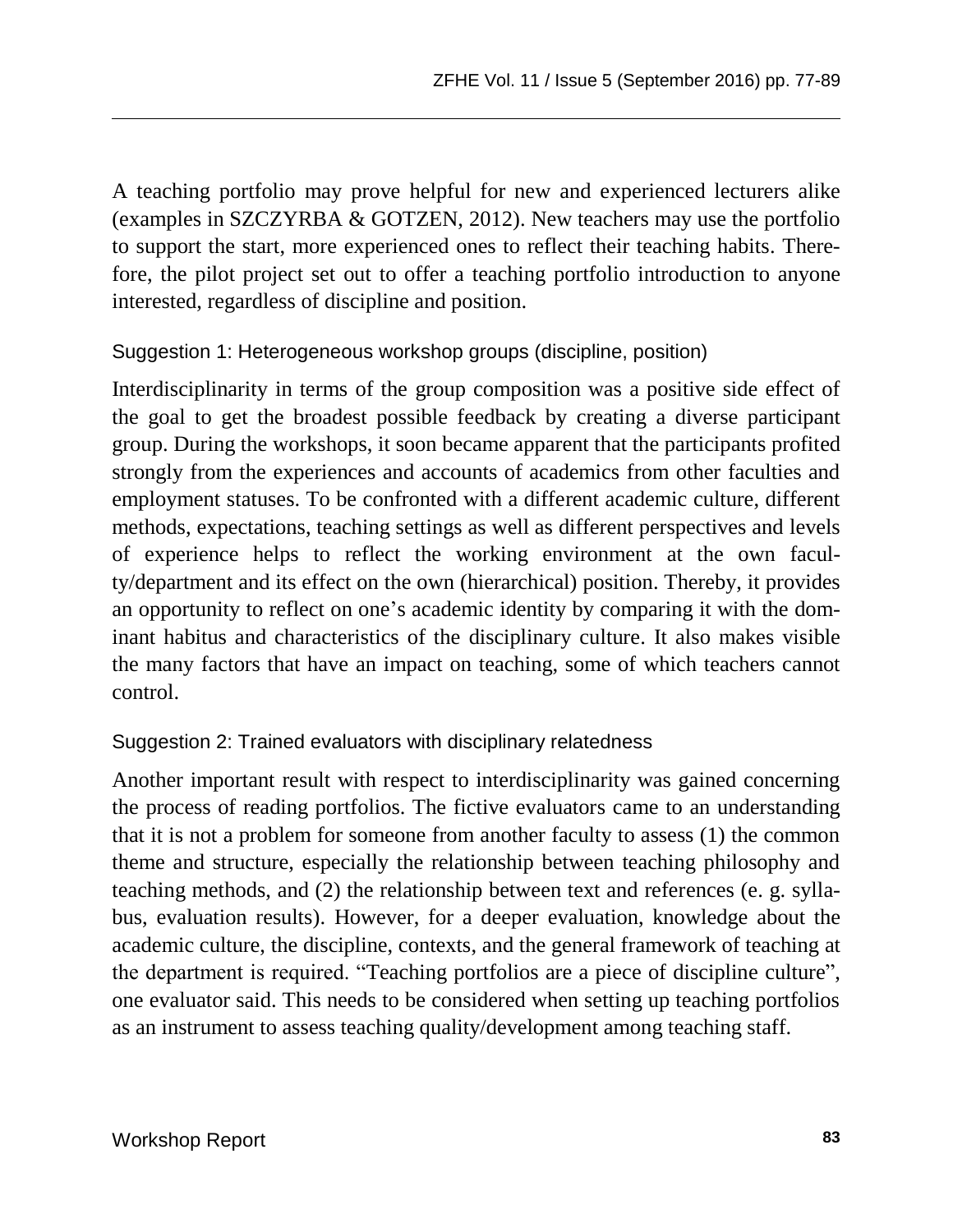A teaching portfolio may prove helpful for new and experienced lecturers alike (examples in SZCZYRBA & GOTZEN, 2012). New teachers may use the portfolio to support the start, more experienced ones to reflect their teaching habits. Therefore, the pilot project set out to offer a teaching portfolio introduction to anyone interested, regardless of discipline and position.

### Suggestion 1: Heterogeneous workshop groups (discipline, position)

Interdisciplinarity in terms of the group composition was a positive side effect of the goal to get the broadest possible feedback by creating a diverse participant group. During the workshops, it soon became apparent that the participants profited strongly from the experiences and accounts of academics from other faculties and employment statuses. To be confronted with a different academic culture, different methods, expectations, teaching settings as well as different perspectives and levels of experience helps to reflect the working environment at the own faculty/department and its effect on the own (hierarchical) position. Thereby, it provides an opportunity to reflect on one's academic identity by comparing it with the dominant habitus and characteristics of the disciplinary culture. It also makes visible the many factors that have an impact on teaching, some of which teachers cannot control.

### Suggestion 2: Trained evaluators with disciplinary relatedness

Another important result with respect to interdisciplinarity was gained concerning the process of reading portfolios. The fictive evaluators came to an understanding that it is not a problem for someone from another faculty to assess (1) the common theme and structure, especially the relationship between teaching philosophy and teaching methods, and (2) the relationship between text and references (e. g. syllabus, evaluation results). However, for a deeper evaluation, knowledge about the academic culture, the discipline, contexts, and the general framework of teaching at the department is required. "Teaching portfolios are a piece of discipline culture", one evaluator said. This needs to be considered when setting up teaching portfolios as an instrument to assess teaching quality/development among teaching staff.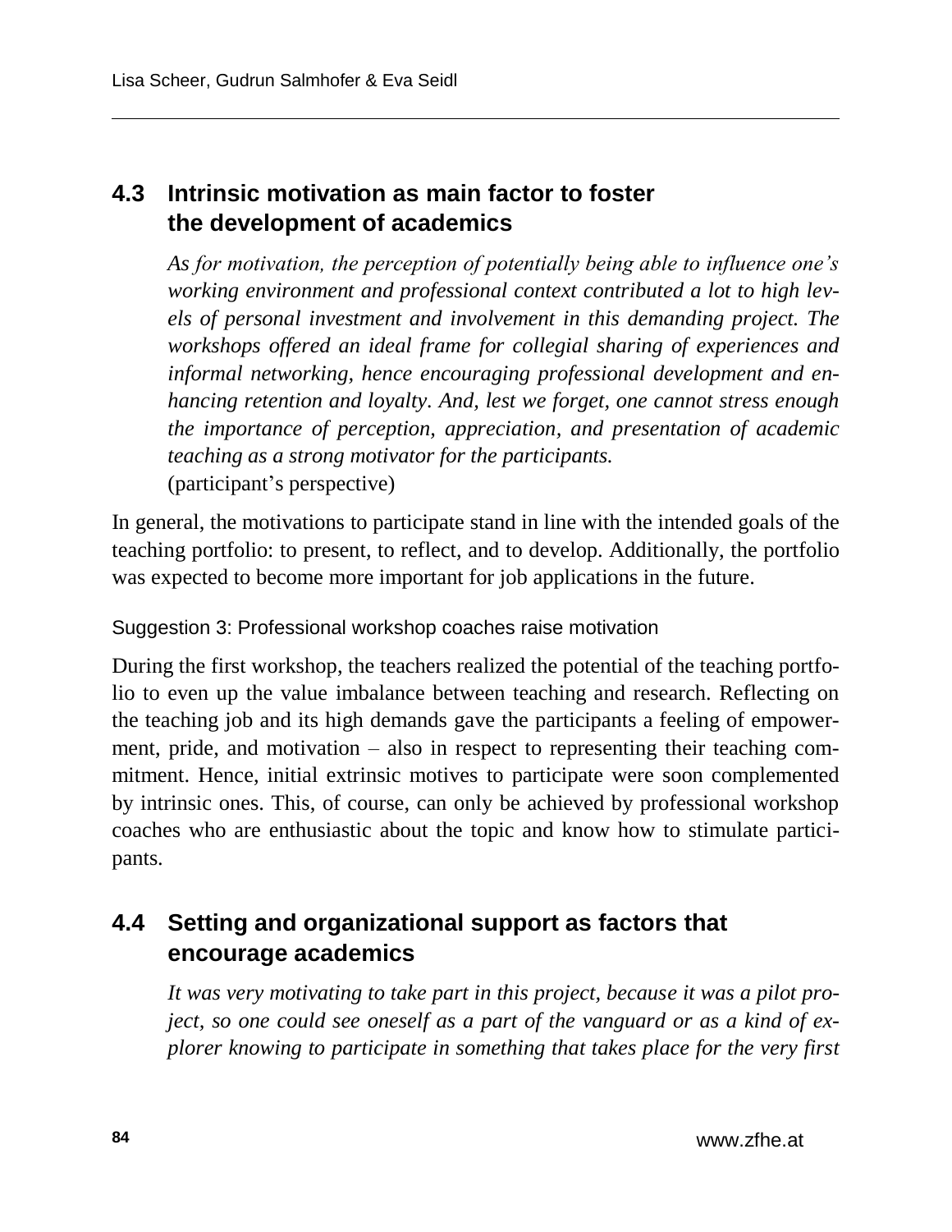## 4.3 Intrinsic motivation as main factor to foster the development of academics

> *As for motivation, the perception of potentially being able to influence one's working environment and professional context contributed a lot to high levels of personal investment and involvement in this demanding project. The workshops offered an ideal frame for collegial sharing of experiences and informal networking, hence encouraging professional development and enhancing retention and loyalty. And, lest we forget, one cannot stress enough the importance of perception, appreciation, and presentation of academic teaching as a strong motivator for the participants.*
> (participant's perspective)

In general, the motivations to participate stand in line with the intended goals of the teaching portfolio: to present, to reflect, and to develop. Additionally, the portfolio was expected to become more important for job applications in the future.

Suggestion 3: Professional workshop coaches raise motivation

During the first workshop, the teachers realized the potential of the teaching portfolio to even up the value imbalance between teaching and research. Reflecting on the teaching job and its high demands gave the participants a feeling of empowerment, pride, and motivation – also in respect to representing their teaching commitment. Hence, initial extrinsic motives to participate were soon complemented by intrinsic ones. This, of course, can only be achieved by professional workshop coaches who are enthusiastic about the topic and know how to stimulate participants.

## 4.4 Setting and organizational support as factors that encourage academics

> *It was very motivating to take part in this project, because it was a pilot project, so one could see oneself as a part of the vanguard or as a kind of explorer knowing to participate in something that takes place for the very first*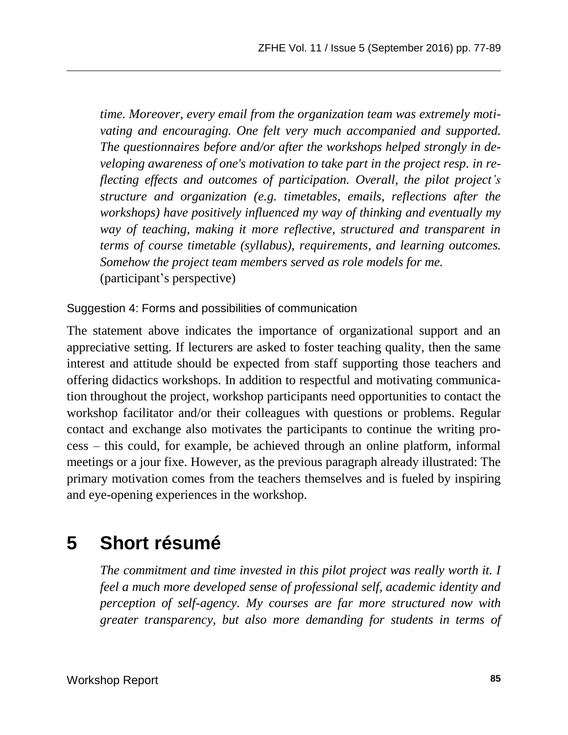*time. Moreover, every email from the organization team was extremely motivating and encouraging. One felt very much accompanied and supported. The questionnaires before and/or after the workshops helped strongly in developing awareness of one's motivation to take part in the project resp. in reflecting effects and outcomes of participation. Overall, the pilot project's structure and organization (e.g. timetables, emails, reflections after the workshops) have positively influenced my way of thinking and eventually my way of teaching, making it more reflective, structured and transparent in terms of course timetable (syllabus), requirements, and learning outcomes. Somehow the project team members served as role models for me.*
(participant's perspective)

### Suggestion 4: Forms and possibilities of communication

The statement above indicates the importance of organizational support and an appreciative setting. If lecturers are asked to foster teaching quality, then the same interest and attitude should be expected from staff supporting those teachers and offering didactics workshops. In addition to respectful and motivating communication throughout the project, workshop participants need opportunities to contact the workshop facilitator and/or their colleagues with questions or problems. Regular contact and exchange also motivates the participants to continue the writing process – this could, for example, be achieved through an online platform, informal meetings or a jour fixe. However, as the previous paragraph already illustrated: The primary motivation comes from the teachers themselves and is fueled by inspiring and eye-opening experiences in the workshop.

# 5 Short résumé

*The commitment and time invested in this pilot project was really worth it. I feel a much more developed sense of professional self, academic identity and perception of self-agency. My courses are far more structured now with greater transparency, but also more demanding for students in terms of*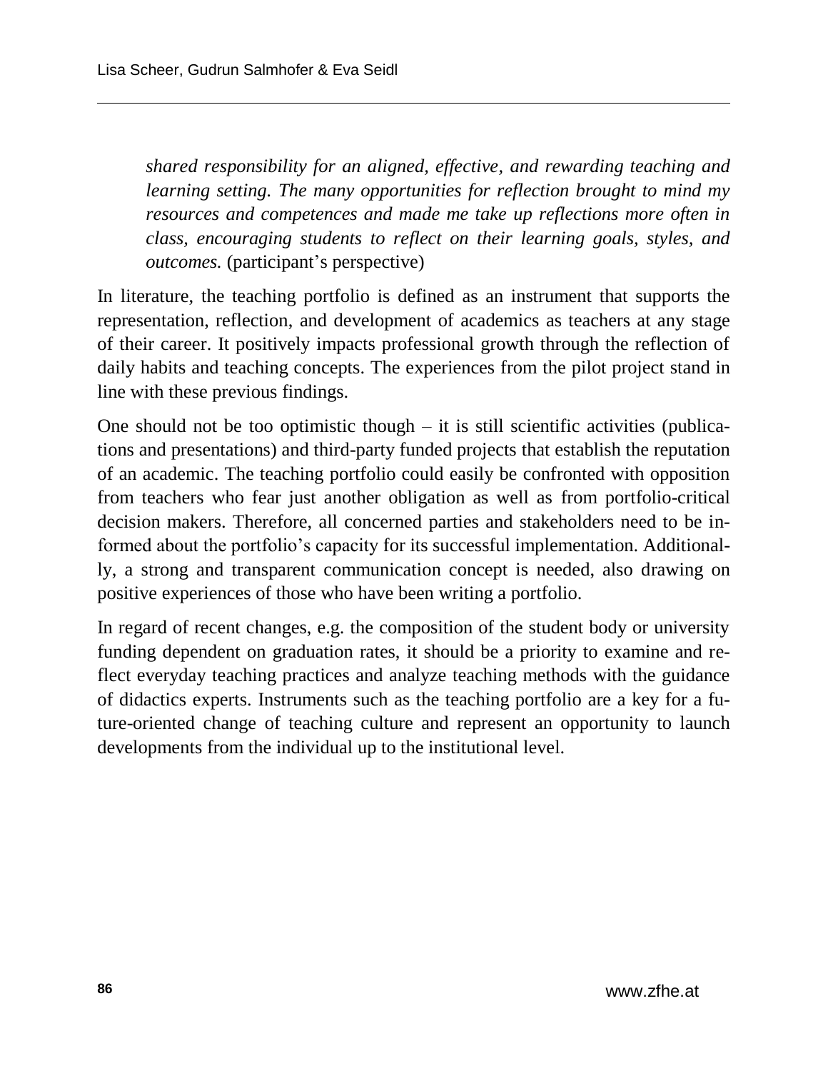> *shared responsibility for an aligned, effective, and rewarding teaching and learning setting. The many opportunities for reflection brought to mind my resources and competences and made me take up reflections more often in class, encouraging students to reflect on their learning goals, styles, and outcomes.* (participant's perspective)

In literature, the teaching portfolio is defined as an instrument that supports the representation, reflection, and development of academics as teachers at any stage of their career. It positively impacts professional growth through the reflection of daily habits and teaching concepts. The experiences from the pilot project stand in line with these previous findings.

One should not be too optimistic though – it is still scientific activities (publications and presentations) and third-party funded projects that establish the reputation of an academic. The teaching portfolio could easily be confronted with opposition from teachers who fear just another obligation as well as from portfolio-critical decision makers. Therefore, all concerned parties and stakeholders need to be informed about the portfolio's capacity for its successful implementation. Additionally, a strong and transparent communication concept is needed, also drawing on positive experiences of those who have been writing a portfolio.

In regard of recent changes, e.g. the composition of the student body or university funding dependent on graduation rates, it should be a priority to examine and reflect everyday teaching practices and analyze teaching methods with the guidance of didactics experts. Instruments such as the teaching portfolio are a key for a future-oriented change of teaching culture and represent an opportunity to launch developments from the individual up to the institutional level.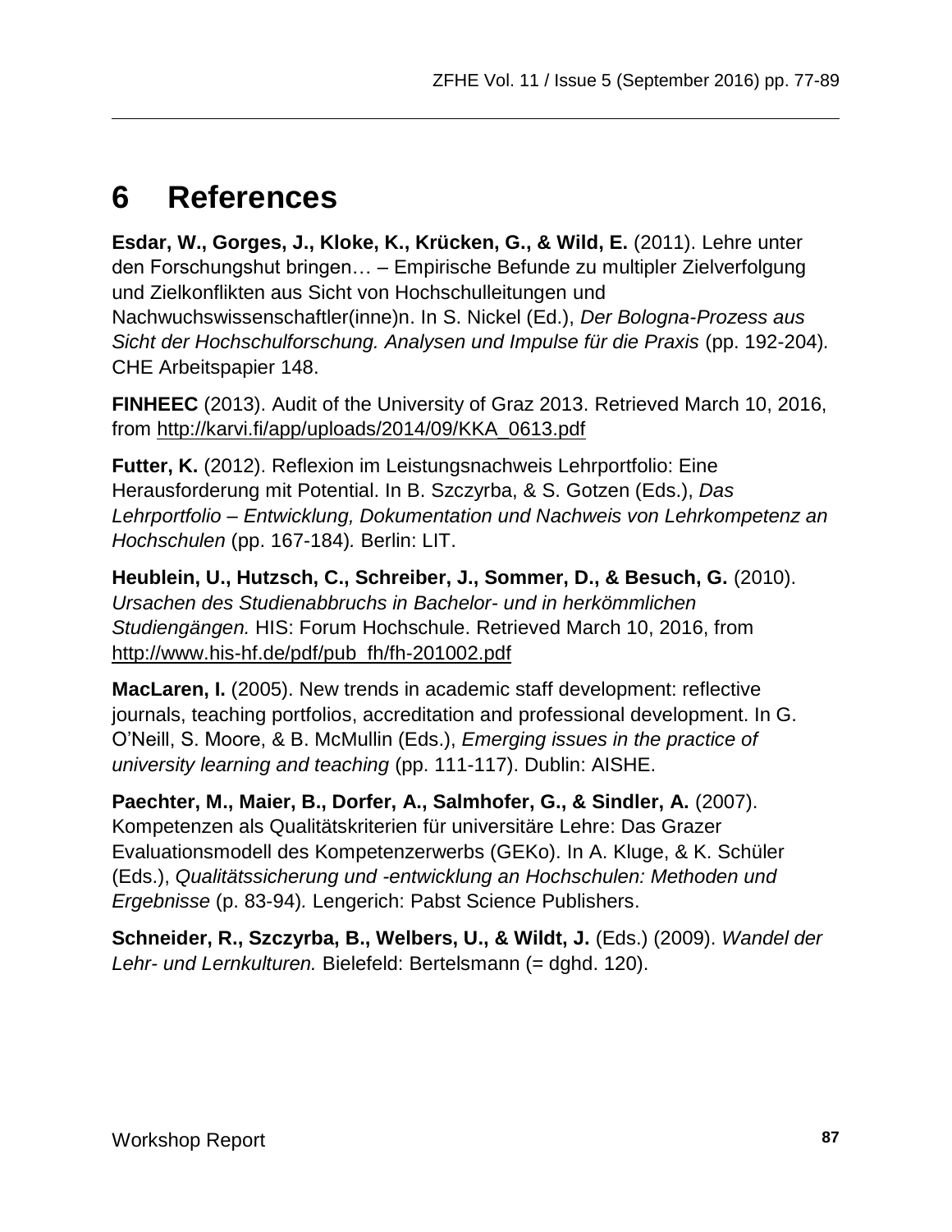# 6 References

**Esdar, W., Gorges, J., Kloke, K., Krücken, G., & Wild, E.** (2011). Lehre unter den Forschungshut bringen… – Empirische Befunde zu multipler Zielverfolgung und Zielkonflikten aus Sicht von Hochschulleitungen und Nachwuchswissenschaftler(inne)n. In S. Nickel (Ed.), *Der Bologna-Prozess aus Sicht der Hochschulforschung. Analysen und Impulse für die Praxis* (pp. 192-204)*.* CHE Arbeitspapier 148.

**FINHEEC** (2013). Audit of the University of Graz 2013. Retrieved March 10, 2016, from http://karvi.fi/app/uploads/2014/09/KKA_0613.pdf

**Futter, K.** (2012). Reflexion im Leistungsnachweis Lehrportfolio: Eine Herausforderung mit Potential. In B. Szczyrba, & S. Gotzen (Eds.), *Das Lehrportfolio – Entwicklung, Dokumentation und Nachweis von Lehrkompetenz an Hochschulen* (pp. 167-184)*.* Berlin: LIT.

**Heublein, U., Hutzsch, C., Schreiber, J., Sommer, D., & Besuch, G.** (2010). *Ursachen des Studienabbruchs in Bachelor- und in herkömmlichen Studiengängen.* HIS: Forum Hochschule. Retrieved March 10, 2016, from http://www.his-hf.de/pdf/pub_fh/fh-201002.pdf

**MacLaren, I.** (2005). New trends in academic staff development: reflective journals, teaching portfolios, accreditation and professional development. In G. O'Neill, S. Moore, & B. McMullin (Eds.), *Emerging issues in the practice of university learning and teaching* (pp. 111-117). Dublin: AISHE.

**Paechter, M., Maier, B., Dorfer, A., Salmhofer, G., & Sindler, A.** (2007). Kompetenzen als Qualitätskriterien für universitäre Lehre: Das Grazer Evaluationsmodell des Kompetenzerwerbs (GEKo). In A. Kluge, & K. Schüler (Eds.), *Qualitätssicherung und -entwicklung an Hochschulen: Methoden und Ergebnisse* (p. 83-94)*.* Lengerich: Pabst Science Publishers.

**Schneider, R., Szczyrba, B., Welbers, U., & Wildt, J.** (Eds.) (2009). *Wandel der Lehr- und Lernkulturen.* Bielefeld: Bertelsmann (= dghd. 120).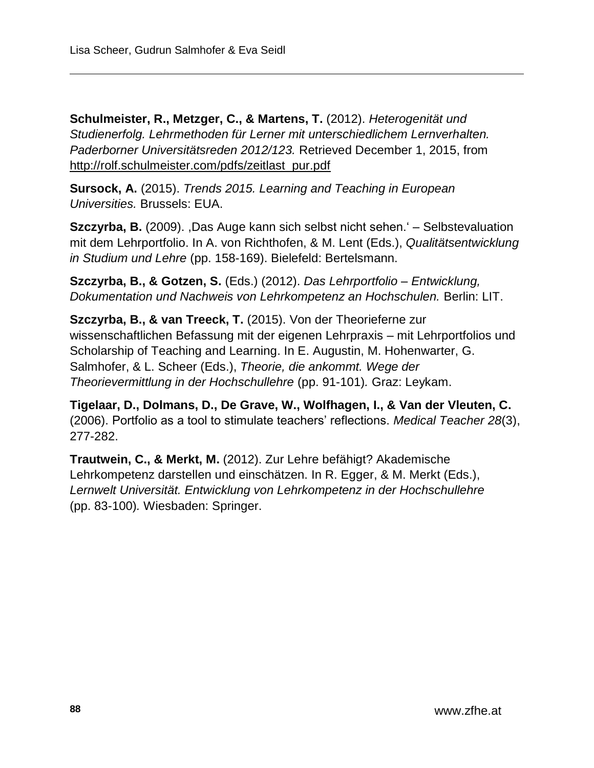**Schulmeister, R., Metzger, C., & Martens, T.** (2012). *Heterogenität und Studienerfolg. Lehrmethoden für Lerner mit unterschiedlichem Lernverhalten. Paderborner Universitätsreden 2012/123.* Retrieved December 1, 2015, from http://rolf.schulmeister.com/pdfs/zeitlast_pur.pdf

**Sursock, A.** (2015). *Trends 2015. Learning and Teaching in European Universities.* Brussels: EUA.

**Szczyrba, B.** (2009). ‚Das Auge kann sich selbst nicht sehen.' – Selbstevaluation mit dem Lehrportfolio. In A. von Richthofen, & M. Lent (Eds.), *Qualitätsentwicklung in Studium und Lehre* (pp. 158-169). Bielefeld: Bertelsmann.

**Szczyrba, B., & Gotzen, S.** (Eds.) (2012). *Das Lehrportfolio – Entwicklung, Dokumentation und Nachweis von Lehrkompetenz an Hochschulen.* Berlin: LIT.

**Szczyrba, B., & van Treeck, T.** (2015). Von der Theorieferne zur wissenschaftlichen Befassung mit der eigenen Lehrpraxis – mit Lehrportfolios und Scholarship of Teaching and Learning. In E. Augustin, M. Hohenwarter, G. Salmhofer, & L. Scheer (Eds.), *Theorie, die ankommt. Wege der Theorievermittlung in der Hochschullehre* (pp. 91-101). Graz: Leykam.

**Tigelaar, D., Dolmans, D., De Grave, W., Wolfhagen, I., & Van der Vleuten, C.** (2006). Portfolio as a tool to stimulate teachers' reflections. *Medical Teacher 28*(3), 277-282.

**Trautwein, C., & Merkt, M.** (2012). Zur Lehre befähigt? Akademische Lehrkompetenz darstellen und einschätzen. In R. Egger, & M. Merkt (Eds.), *Lernwelt Universität. Entwicklung von Lehrkompetenz in der Hochschullehre* (pp. 83-100). Wiesbaden: Springer.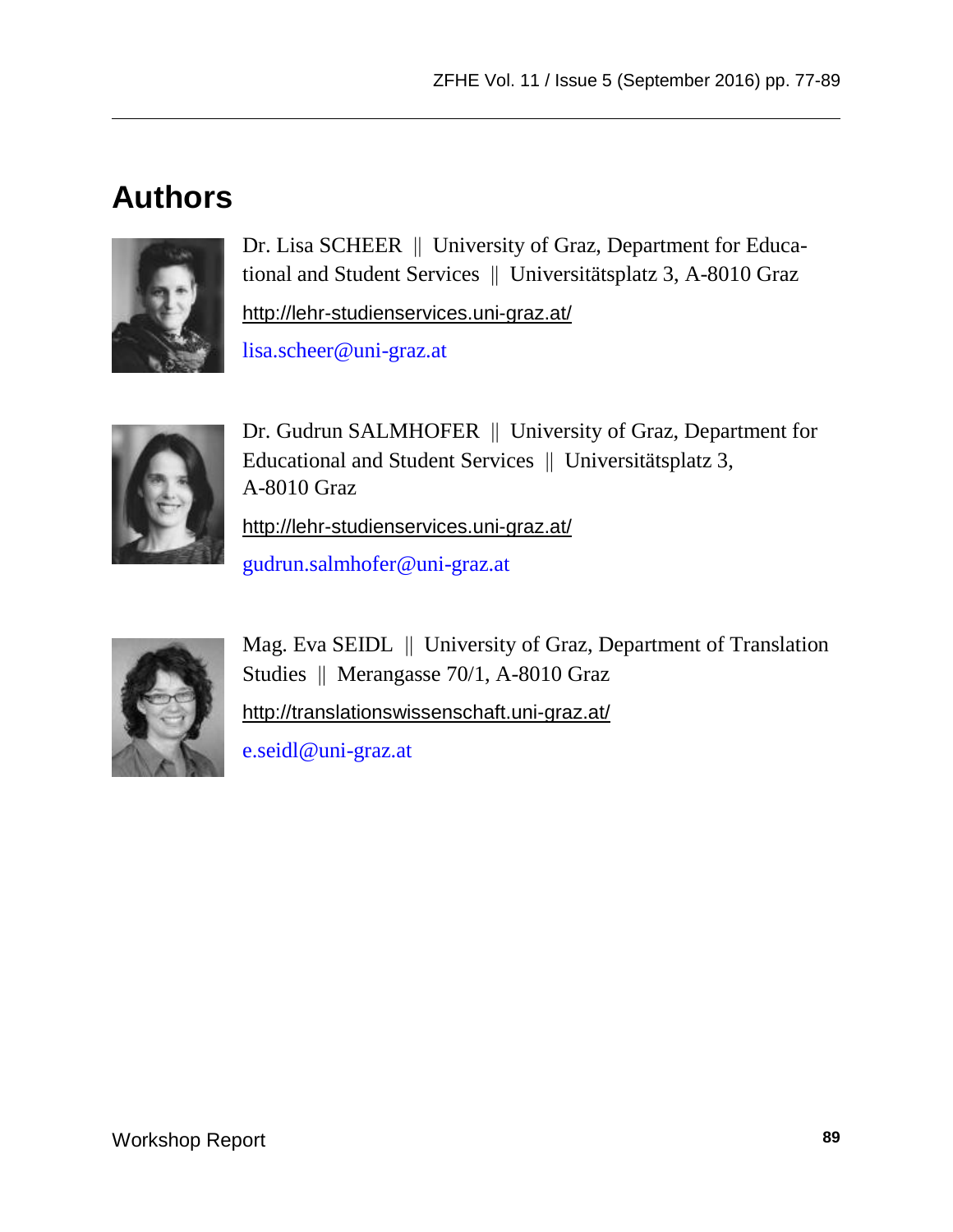## Authors

Dr. Lisa SCHEER || University of Graz, Department for Educational and Student Services || Universitätsplatz 3, A-8010 Graz

http://lehr-studienservices.uni-graz.at/

lisa.scheer@uni-graz.at

Dr. Gudrun SALMHOFER || University of Graz, Department for Educational and Student Services || Universitätsplatz 3, A-8010 Graz

http://lehr-studienservices.uni-graz.at/

gudrun.salmhofer@uni-graz.at

Mag. Eva SEIDL || University of Graz, Department of Translation Studies || Merangasse 70/1, A-8010 Graz

http://translationswissenschaft.uni-graz.at/

e.seidl@uni-graz.at